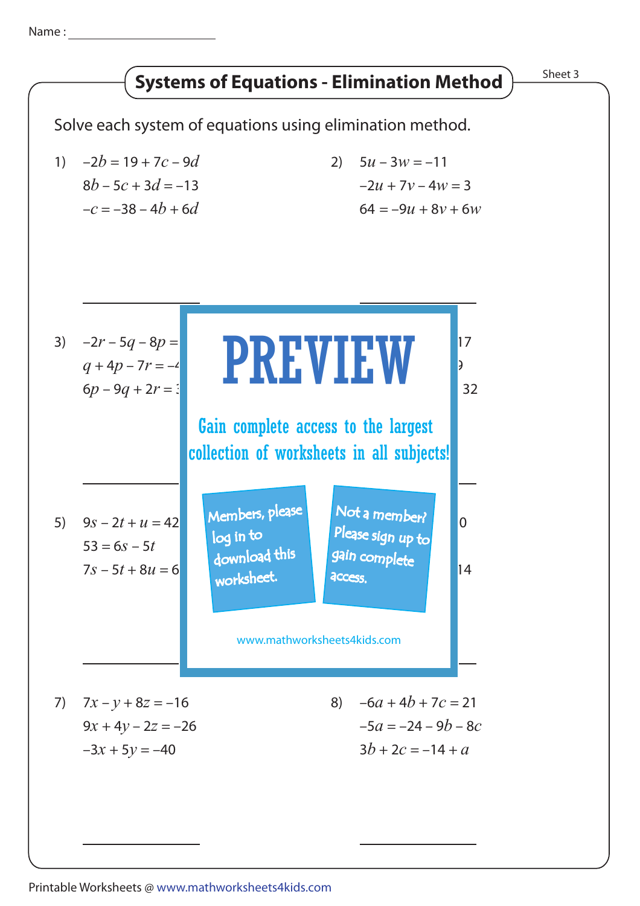Name : ____________________

# Systems of Equations - Elimination Method

Sheet 3

Solve each system of equations using elimination method.

1) $-2b = 19 + 7c - 9d$
$8b - 5c + 3d = -13$
$-c = -38 - 4b + 6d$

2) $5u - 3w = -11$
$-2u + 7v - 4w = 3$
$64 = -9u + 8v + 6w$

3) $-2r - 5q - 8p =$ ...
$q + 4p - 7r = -$ ...
$6p - 9q + 2r =$ ...

4) ... 17
... 9
... 32

PREVIEW

Gain complete access to the largest collection of worksheets in all subjects!

Members, please log in to download this worksheet.

Not a member? Please sign up to gain complete access.

www.mathworksheets4kids.com

5) $9s - 2t + u = 42$
$53 = 6s - 5t$
$7s - 5t + 8u = 6$ ...

6) ... 0
...
... 14

7) $7x - y + 8z = -16$
$9x + 4y - 2z = -26$
$-3x + 5y = -40$

8) $-6a + 4b + 7c = 21$
$-5a = -24 - 9b - 8c$
$3b + 2c = -14 + a$

Printable Worksheets @ www.mathworksheets4kids.com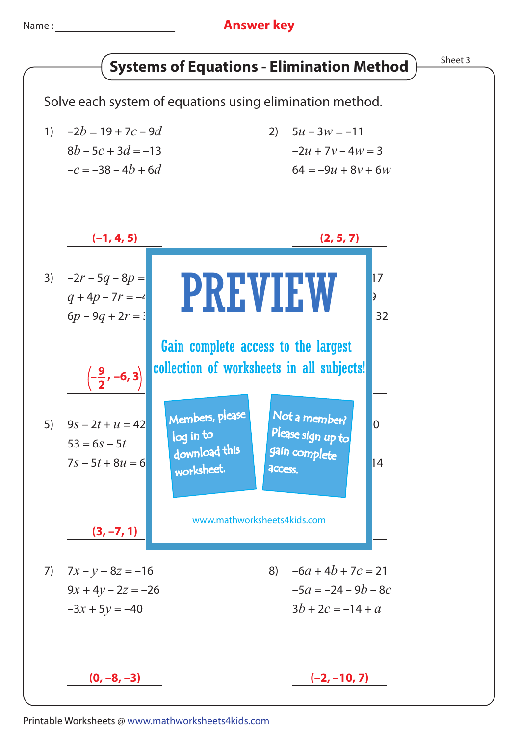Name : ____________________

**Answer key**

## Systems of Equations - Elimination Method

Sheet 3

Solve each system of equations using elimination method.

1) $-2b = 19 + 7c - 9d$
$8b - 5c + 3d = -13$
$-c = -38 - 4b + 6d$

**$(-1, 4, 5)$**

2) $5u - 3w = -11$
$-2u + 7v - 4w = 3$
$64 = -9u + 8v + 6w$

**$(2, 5, 7)$**

3) $-2r - 5q - 8p =$
$q + 4p - 7r = -$
$6p - 9q + 2r =$

**$\left(-\frac{9}{2}, -6, 3\right)$**

4) 17
9
32

5) $9s - 2t + u = 42$
$53 = 6s - 5t$
$7s - 5t + 8u = 6$

**$(3, -7, 1)$**

6) 0
14

# PREVIEW

Gain complete access to the largest collection of worksheets in all subjects!

Members, please log in to download this worksheet.

Not a member? Please sign up to gain complete access.

www.mathworksheets4kids.com

7) $7x - y + 8z = -16$
$9x + 4y - 2z = -26$
$-3x + 5y = -40$

**$(0, -8, -3)$**

8) $-6a + 4b + 7c = 21$
$-5a = -24 - 9b - 8c$
$3b + 2c = -14 + a$

**$(-2, -10, 7)$**

Printable Worksheets @ www.mathworksheets4kids.com